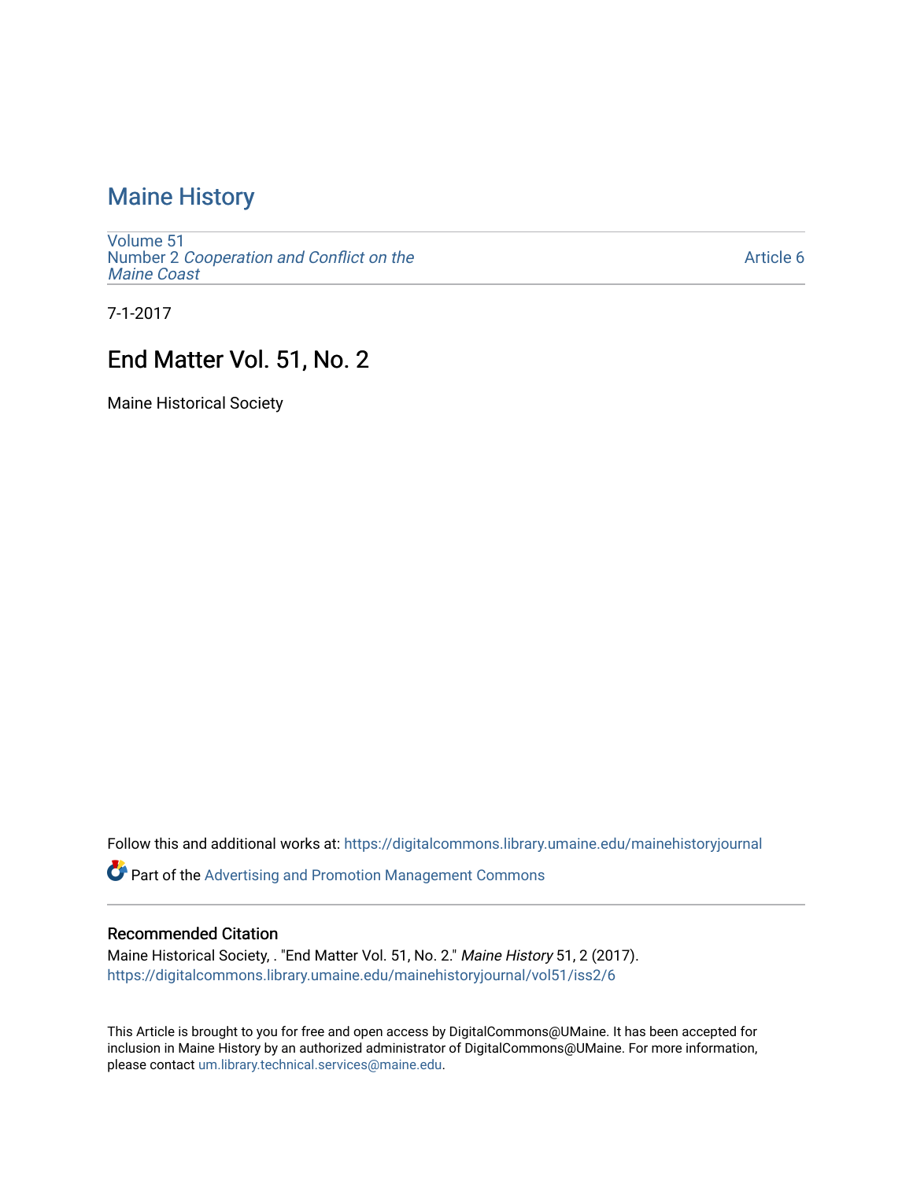# Maine History

Volume 51
Number 2 *Cooperation and Conflict on the Maine Coast*

Article 6

7-1-2017

## End Matter Vol. 51, No. 2

Maine Historical Society

Follow this and additional works at: https://digitalcommons.library.umaine.edu/mainehistoryjournal

Part of the Advertising and Promotion Management Commons

### Recommended Citation

Maine Historical Society, . "End Matter Vol. 51, No. 2." *Maine History* 51, 2 (2017).
https://digitalcommons.library.umaine.edu/mainehistoryjournal/vol51/iss2/6

This Article is brought to you for free and open access by DigitalCommons@UMaine. It has been accepted for inclusion in Maine History by an authorized administrator of DigitalCommons@UMaine. For more information, please contact um.library.technical.services@maine.edu.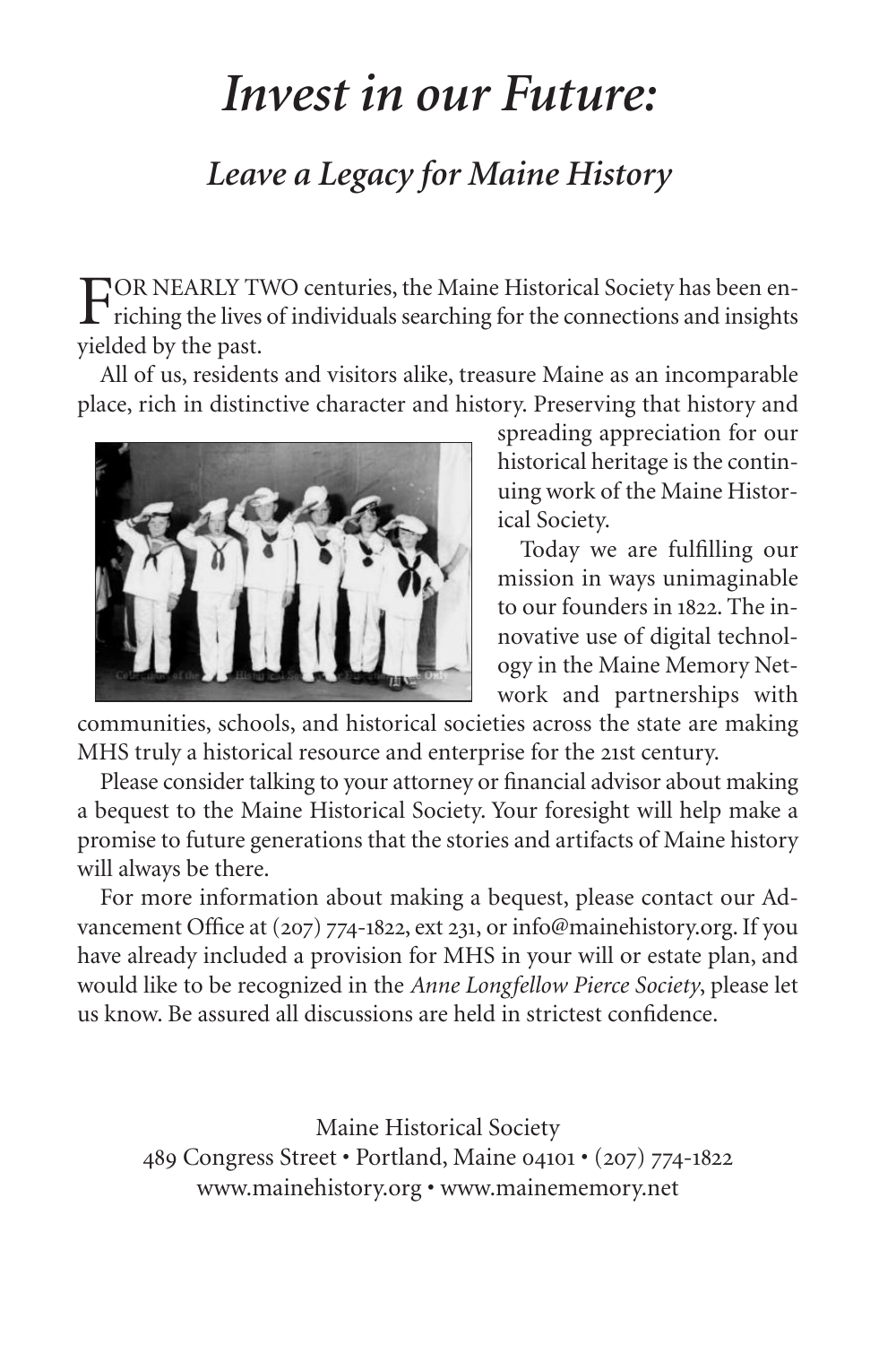# *Invest in our Future:*

## *Leave a Legacy for Maine History*

FOR NEARLY TWO centuries, the Maine Historical Society has been enriching the lives of individuals searching for the connections and insights yielded by the past.

All of us, residents and visitors alike, treasure Maine as an incomparable place, rich in distinctive character and history. Preserving that history and spreading appreciation for our historical heritage is the continuing work of the Maine Historical Society.

Today we are fulfilling our mission in ways unimaginable to our founders in 1822. The innovative use of digital technology in the Maine Memory Network and partnerships with communities, schools, and historical societies across the state are making MHS truly a historical resource and enterprise for the 21st century.

Please consider talking to your attorney or financial advisor about making a bequest to the Maine Historical Society. Your foresight will help make a promise to future generations that the stories and artifacts of Maine history will always be there.

For more information about making a bequest, please contact our Advancement Office at (207) 774-1822, ext 231, or info@mainehistory.org. If you have already included a provision for MHS in your will or estate plan, and would like to be recognized in the *Anne Longfellow Pierce Society*, please let us know. Be assured all discussions are held in strictest confidence.

Maine Historical Society
489 Congress Street • Portland, Maine 04101 • (207) 774-1822
www.mainehistory.org • www.mainememory.net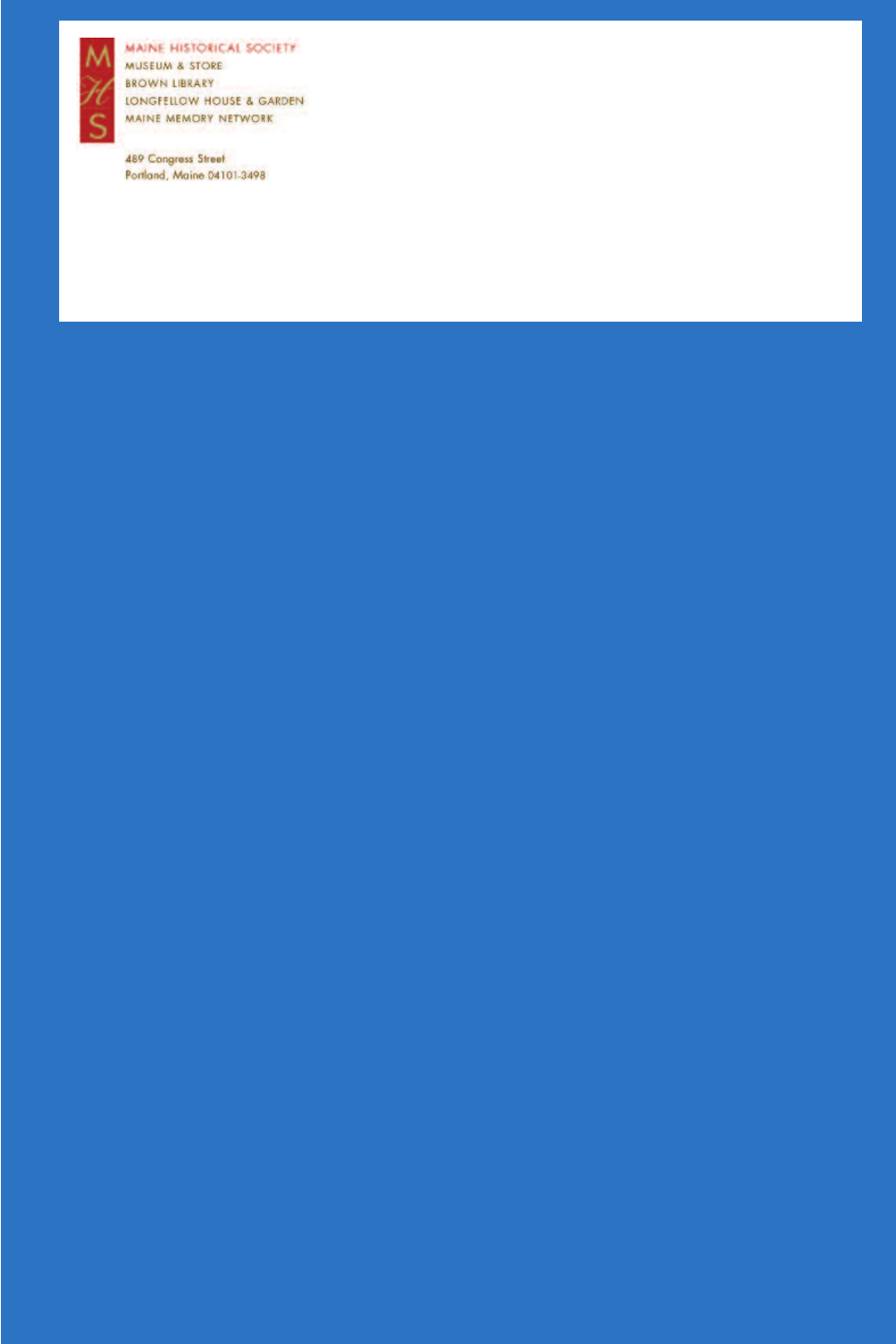MHS

MAINE HISTORICAL SOCIETY

MUSEUM & STORE

BROWN LIBRARY

LONGFELLOW HOUSE & GARDEN

MAINE MEMORY NETWORK

489 Congress Street

Portland, Maine 04101-3498